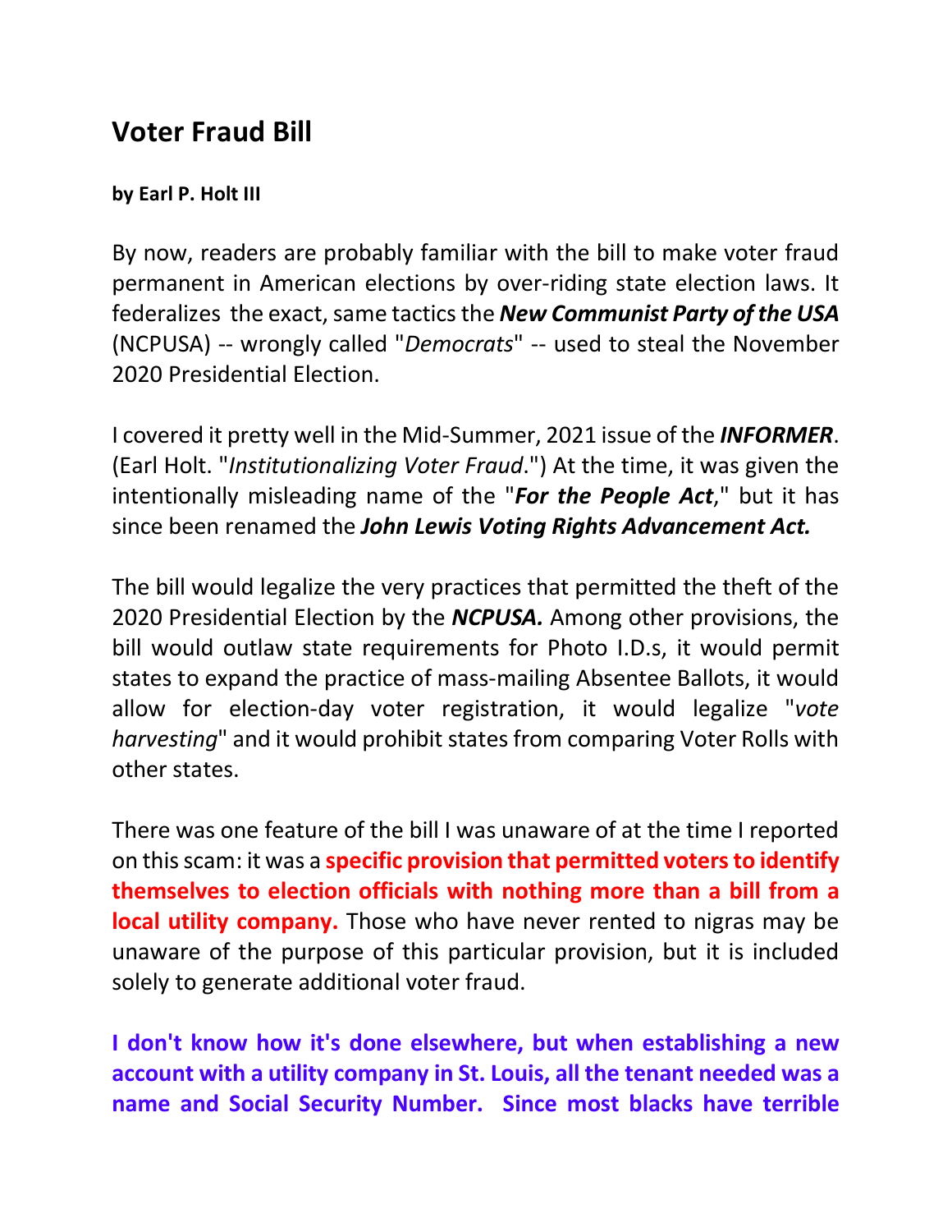# Voter Fraud Bill

**by Earl P. Holt III**

By now, readers are probably familiar with the bill to make voter fraud permanent in American elections by over-riding state election laws. It federalizes the exact, same tactics the ***New Communist Party of the USA*** (NCPUSA) -- wrongly called "*Democrats*" -- used to steal the November 2020 Presidential Election.

I covered it pretty well in the Mid-Summer, 2021 issue of the ***INFORMER***. (Earl Holt. "*Institutionalizing Voter Fraud*.") At the time, it was given the intentionally misleading name of the "***For the People Act***," but it has since been renamed the ***John Lewis Voting Rights Advancement Act.***

The bill would legalize the very practices that permitted the theft of the 2020 Presidential Election by the ***NCPUSA.*** Among other provisions, the bill would outlaw state requirements for Photo I.D.s, it would permit states to expand the practice of mass-mailing Absentee Ballots, it would allow for election-day voter registration, it would legalize "*vote harvesting*" and it would prohibit states from comparing Voter Rolls with other states.

There was one feature of the bill I was unaware of at the time I reported on this scam: it was a **specific provision that permitted voters to identify themselves to election officials with nothing more than a bill from a local utility company.** Those who have never rented to nigras may be unaware of the purpose of this particular provision, but it is included solely to generate additional voter fraud.

**I don't know how it's done elsewhere, but when establishing a new account with a utility company in St. Louis, all the tenant needed was a name and Social Security Number. Since most blacks have terrible**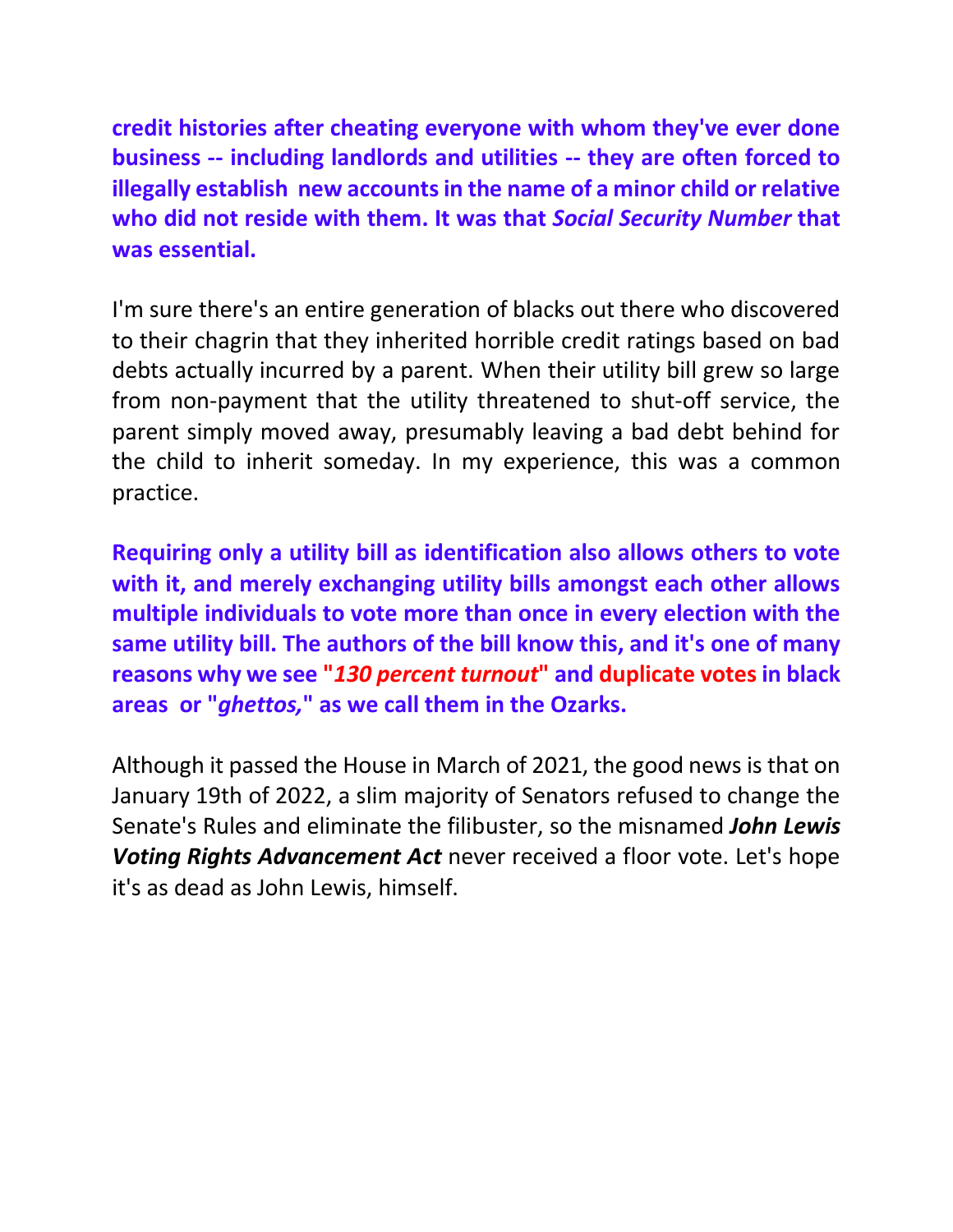**credit histories after cheating everyone with whom they've ever done business -- including landlords and utilities -- they are often forced to illegally establish new accounts in the name of a minor child or relative who did not reside with them. It was that *Social Security Number* that was essential.**

I'm sure there's an entire generation of blacks out there who discovered to their chagrin that they inherited horrible credit ratings based on bad debts actually incurred by a parent. When their utility bill grew so large from non-payment that the utility threatened to shut-off service, the parent simply moved away, presumably leaving a bad debt behind for the child to inherit someday. In my experience, this was a common practice.

**Requiring only a utility bill as identification also allows others to vote with it, and merely exchanging utility bills amongst each other allows multiple individuals to vote more than once in every election with the same utility bill. The authors of the bill know this, and it's one of many reasons why we see "*130 percent turnout*" and duplicate votes in black areas or "*ghettos,*" as we call them in the Ozarks.**

Although it passed the House in March of 2021, the good news is that on January 19th of 2022, a slim majority of Senators refused to change the Senate's Rules and eliminate the filibuster, so the misnamed ***John Lewis Voting Rights Advancement Act*** never received a floor vote. Let's hope it's as dead as John Lewis, himself.